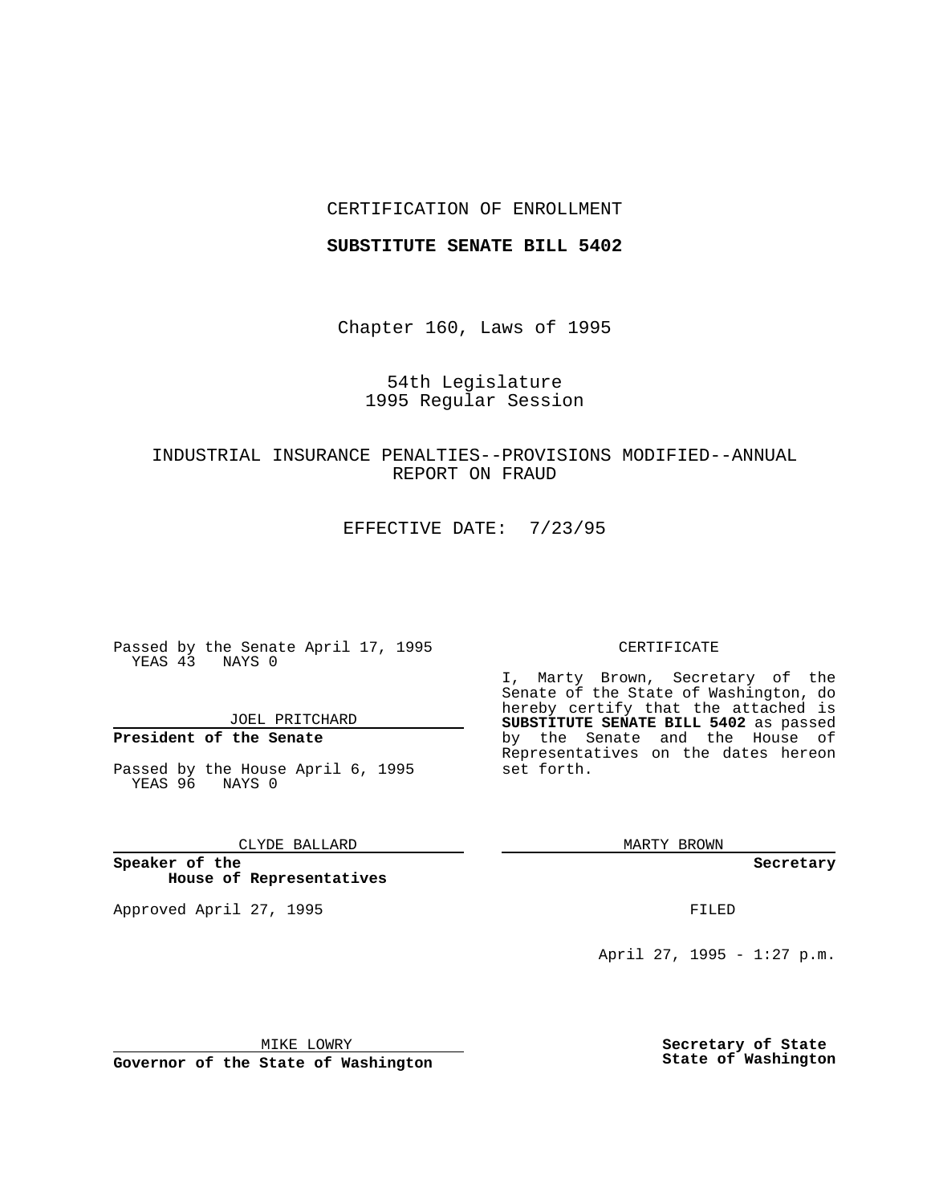CERTIFICATION OF ENROLLMENT

**SUBSTITUTE SENATE BILL 5402**

Chapter 160, Laws of 1995

54th Legislature
1995 Regular Session

INDUSTRIAL INSURANCE PENALTIES--PROVISIONS MODIFIED--ANNUAL REPORT ON FRAUD

EFFECTIVE DATE: 7/23/95

Passed by the Senate April 17, 1995
YEAS 43 NAYS 0

JOEL PRITCHARD

**President of the Senate**

Passed by the House April 6, 1995
YEAS 96 NAYS 0

CLYDE BALLARD

**Speaker of the House of Representatives**

Approved April 27, 1995

MIKE LOWRY

**Governor of the State of Washington**

CERTIFICATE

I, Marty Brown, Secretary of the Senate of the State of Washington, do hereby certify that the attached is **SUBSTITUTE SENATE BILL 5402** as passed by the Senate and the House of Representatives on the dates hereon set forth.

MARTY BROWN

**Secretary**

FILED

April 27, 1995 - 1:27 p.m.

**Secretary of State**
**State of Washington**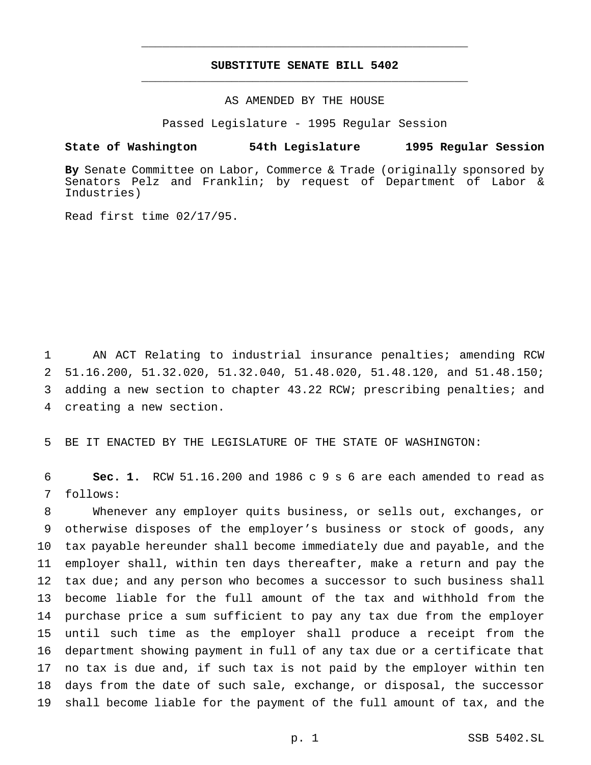**SUBSTITUTE SENATE BILL 5402**

AS AMENDED BY THE HOUSE

Passed Legislature - 1995 Regular Session

**State of Washington 54th Legislature 1995 Regular Session**

**By** Senate Committee on Labor, Commerce & Trade (originally sponsored by Senators Pelz and Franklin; by request of Department of Labor & Industries)

Read first time 02/17/95.

1 AN ACT Relating to industrial insurance penalties; amending RCW
2 51.16.200, 51.32.020, 51.32.040, 51.48.020, 51.48.120, and 51.48.150;
3 adding a new section to chapter 43.22 RCW; prescribing penalties; and
4 creating a new section.

5 BE IT ENACTED BY THE LEGISLATURE OF THE STATE OF WASHINGTON:

6 **Sec. 1.** RCW 51.16.200 and 1986 c 9 s 6 are each amended to read as
7 follows:

8 Whenever any employer quits business, or sells out, exchanges, or
9 otherwise disposes of the employer's business or stock of goods, any
10 tax payable hereunder shall become immediately due and payable, and the
11 employer shall, within ten days thereafter, make a return and pay the
12 tax due; and any person who becomes a successor to such business shall
13 become liable for the full amount of the tax and withhold from the
14 purchase price a sum sufficient to pay any tax due from the employer
15 until such time as the employer shall produce a receipt from the
16 department showing payment in full of any tax due or a certificate that
17 no tax is due and, if such tax is not paid by the employer within ten
18 days from the date of such sale, exchange, or disposal, the successor
19 shall become liable for the payment of the full amount of tax, and the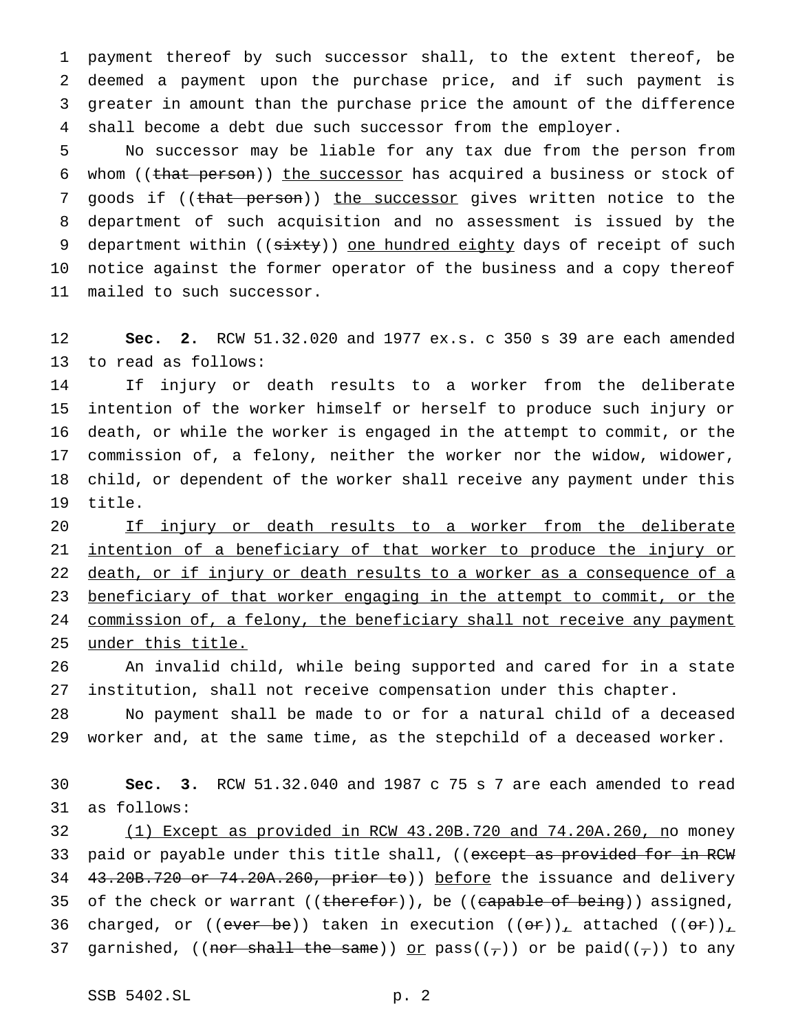payment thereof by such successor shall, to the extent thereof, be deemed a payment upon the purchase price, and if such payment is greater in amount than the purchase price the amount of the difference shall become a debt due such successor from the employer.

No successor may be liable for any tax due from the person from whom ((~~that person~~)) <u>the successor</u> has acquired a business or stock of goods if ((~~that person~~)) <u>the successor</u> gives written notice to the department of such acquisition and no assessment is issued by the department within ((~~sixty~~)) <u>one hundred eighty</u> days of receipt of such notice against the former operator of the business and a copy thereof mailed to such successor.

**Sec. 2.** RCW 51.32.020 and 1977 ex.s. c 350 s 39 are each amended to read as follows:

If injury or death results to a worker from the deliberate intention of the worker himself or herself to produce such injury or death, or while the worker is engaged in the attempt to commit, or the commission of, a felony, neither the worker nor the widow, widower, child, or dependent of the worker shall receive any payment under this title.

<u>If injury or death results to a worker from the deliberate intention of a beneficiary of that worker to produce the injury or death, or if injury or death results to a worker as a consequence of a beneficiary of that worker engaging in the attempt to commit, or the commission of, a felony, the beneficiary shall not receive any payment under this title.</u>

An invalid child, while being supported and cared for in a state institution, shall not receive compensation under this chapter.

No payment shall be made to or for a natural child of a deceased worker and, at the same time, as the stepchild of a deceased worker.

**Sec. 3.** RCW 51.32.040 and 1987 c 75 s 7 are each amended to read as follows:

<u>(1) Except as provided in RCW 43.20B.720 and 74.20A.260, n</u>o money paid or payable under this title shall, ((~~except as provided for in RCW 43.20B.720 or 74.20A.260, prior to~~)) <u>before</u> the issuance and delivery of the check or warrant ((~~therefor~~)), be ((~~capable of being~~)) assigned, charged, or ((~~ever be~~)) taken in execution ((~~or~~))<u>,</u> attached ((~~or~~))<u>,</u> garnished, ((~~nor shall the same~~)) <u>or</u> pass((~~,~~)) or be paid((~~,~~)) to any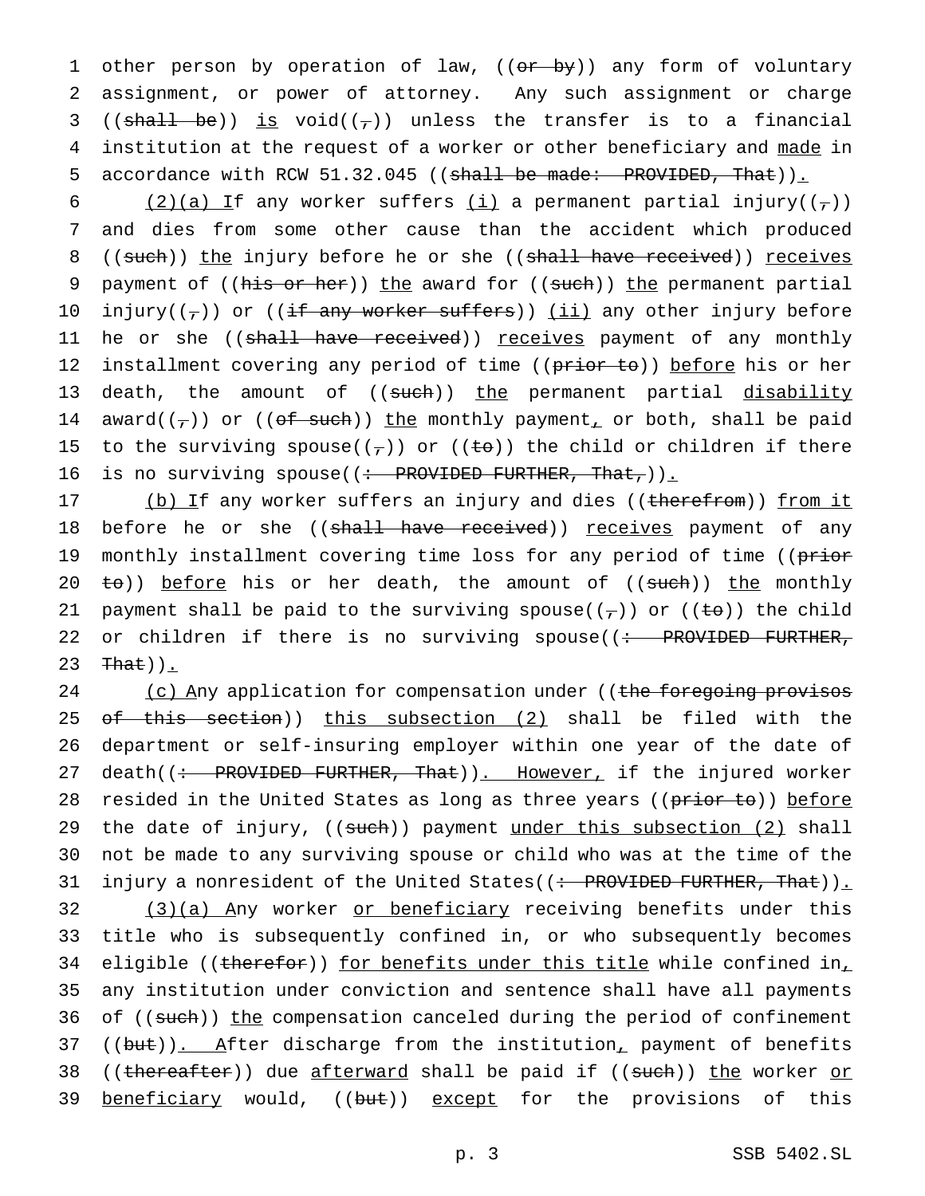other person by operation of law, ((~~or by~~)) any form of voluntary assignment, or power of attorney. Any such assignment or charge ((~~shall be~~)) <u>is</u> void((~~,~~)) unless the transfer is to a financial institution at the request of a worker or other beneficiary and <u>made</u> in accordance with RCW 51.32.045 ((~~shall be made: PROVIDED, That~~))<u>.</u>

<u>(2)(a) I</u>f any worker suffers <u>(i)</u> a permanent partial injury((~~,~~)) and dies from some other cause than the accident which produced ((~~such~~)) <u>the</u> injury before he or she ((~~shall have received~~)) <u>receives</u> payment of ((~~his or her~~)) <u>the</u> award for ((~~such~~)) <u>the</u> permanent partial injury((~~,~~)) or ((~~if any worker suffers~~)) <u>(ii)</u> any other injury before he or she ((~~shall have received~~)) <u>receives</u> payment of any monthly installment covering any period of time ((~~prior to~~)) <u>before</u> his or her death, the amount of ((~~such~~)) <u>the</u> permanent partial <u>disability</u> award((~~,~~)) or ((~~of such~~)) <u>the</u> monthly payment<u>,</u> or both, shall be paid to the surviving spouse((~~,~~)) or ((~~to~~)) the child or children if there is no surviving spouse((~~: PROVIDED FURTHER, That,~~))<u>.</u>

<u>(b) I</u>f any worker suffers an injury and dies ((~~therefrom~~)) <u>from it</u> before he or she ((~~shall have received~~)) <u>receives</u> payment of any monthly installment covering time loss for any period of time ((~~prior to~~)) <u>before</u> his or her death, the amount of ((~~such~~)) <u>the</u> monthly payment shall be paid to the surviving spouse((~~,~~)) or ((~~to~~)) the child or children if there is no surviving spouse((~~: PROVIDED FURTHER, That~~))<u>.</u>

<u>(c) A</u>ny application for compensation under ((~~the foregoing provisos of this section~~)) <u>this subsection (2)</u> shall be filed with the department or self-insuring employer within one year of the date of death((~~: PROVIDED FURTHER, That~~))<u>. However,</u> if the injured worker resided in the United States as long as three years ((~~prior to~~)) <u>before</u> the date of injury, ((~~such~~)) payment <u>under this subsection (2)</u> shall not be made to any surviving spouse or child who was at the time of the injury a nonresident of the United States((~~: PROVIDED FURTHER, That~~))<u>.</u>

<u>(3)(a) A</u>ny worker <u>or beneficiary</u> receiving benefits under this title who is subsequently confined in, or who subsequently becomes eligible ((~~therefor~~)) <u>for benefits under this title</u> while confined in<u>,</u> any institution under conviction and sentence shall have all payments of ((~~such~~)) <u>the</u> compensation canceled during the period of confinement ((~~but~~))<u>. A</u>fter discharge from the institution<u>,</u> payment of benefits ((~~thereafter~~)) due <u>afterward</u> shall be paid if ((~~such~~)) <u>the</u> worker <u>or beneficiary</u> would, ((~~but~~)) <u>except</u> for the provisions of this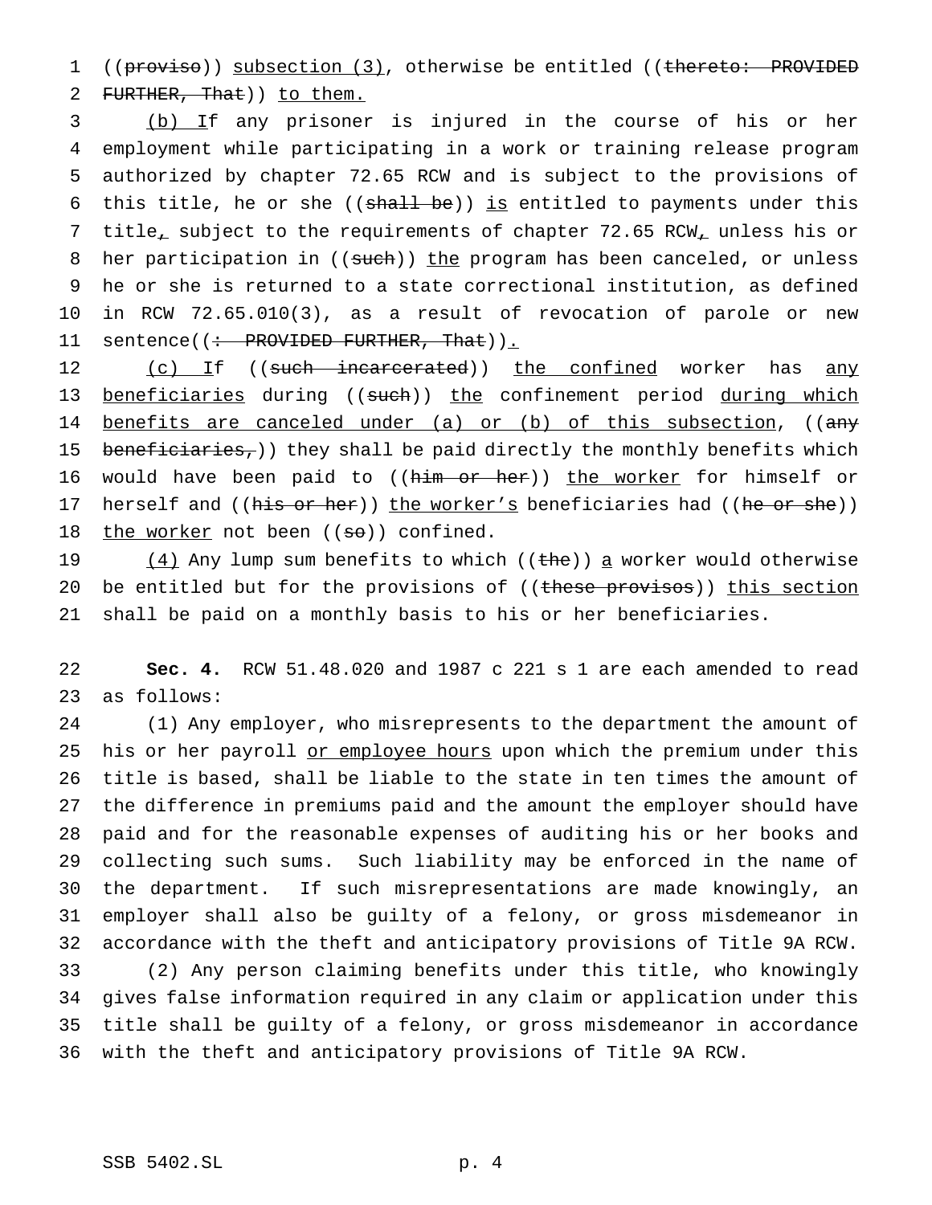((proviso)) subsection (3), otherwise be entitled ((thereto: PROVIDED FURTHER, That)) to them.

(b) If any prisoner is injured in the course of his or her employment while participating in a work or training release program authorized by chapter 72.65 RCW and is subject to the provisions of this title, he or she ((shall be)) is entitled to payments under this title, subject to the requirements of chapter 72.65 RCW, unless his or her participation in ((such)) the program has been canceled, or unless he or she is returned to a state correctional institution, as defined in RCW 72.65.010(3), as a result of revocation of parole or new sentence((: PROVIDED FURTHER, That)).

(c) If ((such incarcerated)) the confined worker has any beneficiaries during ((such)) the confinement period during which benefits are canceled under (a) or (b) of this subsection, ((any beneficiaries,)) they shall be paid directly the monthly benefits which would have been paid to ((him or her)) the worker for himself or herself and ((his or her)) the worker's beneficiaries had ((he or she)) the worker not been ((so)) confined.

(4) Any lump sum benefits to which ((the)) a worker would otherwise be entitled but for the provisions of ((these provisos)) this section shall be paid on a monthly basis to his or her beneficiaries.

**Sec. 4.** RCW 51.48.020 and 1987 c 221 s 1 are each amended to read as follows:

(1) Any employer, who misrepresents to the department the amount of his or her payroll or employee hours upon which the premium under this title is based, shall be liable to the state in ten times the amount of the difference in premiums paid and the amount the employer should have paid and for the reasonable expenses of auditing his or her books and collecting such sums. Such liability may be enforced in the name of the department. If such misrepresentations are made knowingly, an employer shall also be guilty of a felony, or gross misdemeanor in accordance with the theft and anticipatory provisions of Title 9A RCW.

(2) Any person claiming benefits under this title, who knowingly gives false information required in any claim or application under this title shall be guilty of a felony, or gross misdemeanor in accordance with the theft and anticipatory provisions of Title 9A RCW.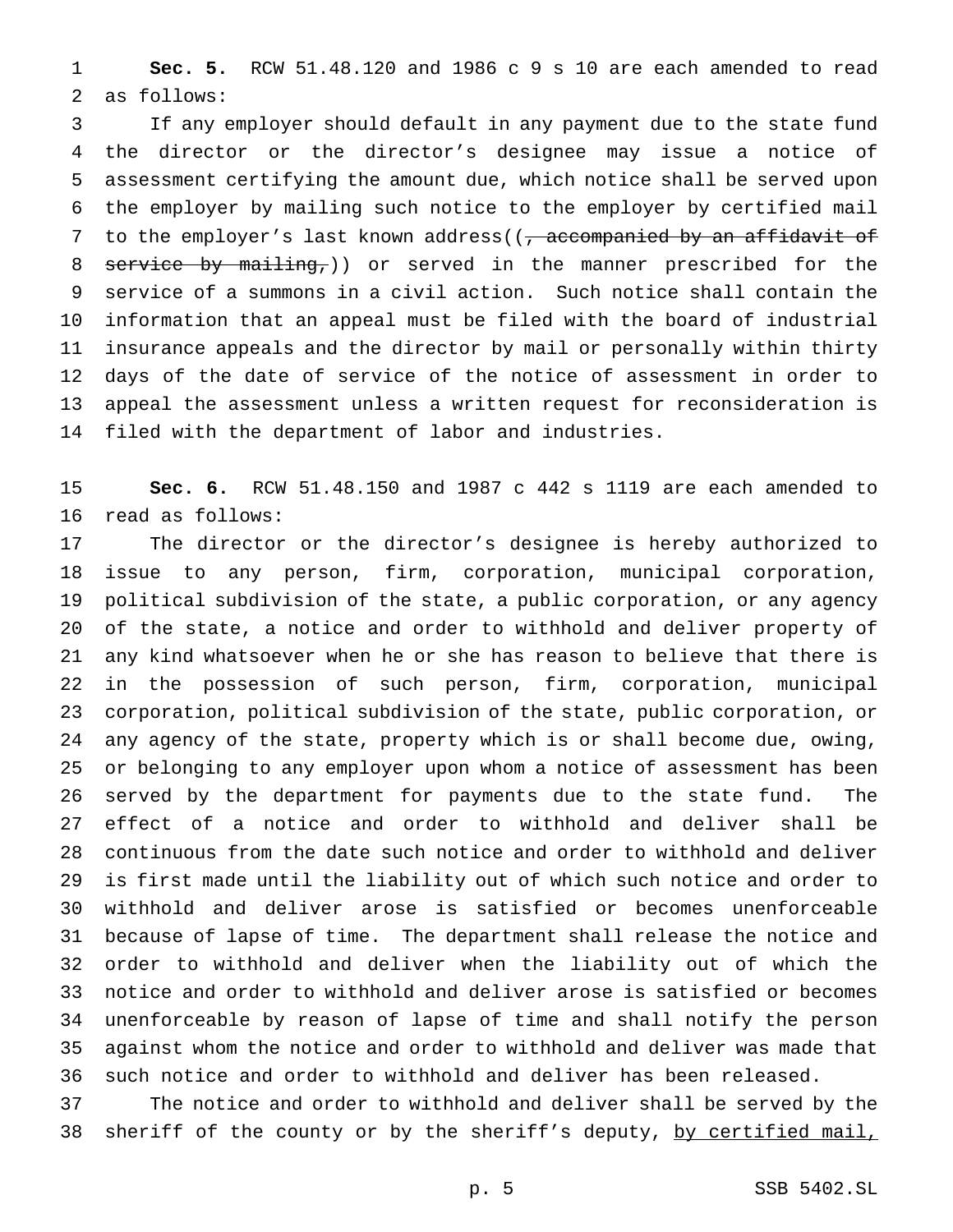**Sec. 5.** RCW 51.48.120 and 1986 c 9 s 10 are each amended to read as follows:

If any employer should default in any payment due to the state fund the director or the director's designee may issue a notice of assessment certifying the amount due, which notice shall be served upon the employer by mailing such notice to the employer by certified mail to the employer's last known address((~~, accompanied by an affidavit of service by mailing,~~)) or served in the manner prescribed for the service of a summons in a civil action. Such notice shall contain the information that an appeal must be filed with the board of industrial insurance appeals and the director by mail or personally within thirty days of the date of service of the notice of assessment in order to appeal the assessment unless a written request for reconsideration is filed with the department of labor and industries.

**Sec. 6.** RCW 51.48.150 and 1987 c 442 s 1119 are each amended to read as follows:

The director or the director's designee is hereby authorized to issue to any person, firm, corporation, municipal corporation, political subdivision of the state, a public corporation, or any agency of the state, a notice and order to withhold and deliver property of any kind whatsoever when he or she has reason to believe that there is in the possession of such person, firm, corporation, municipal corporation, political subdivision of the state, public corporation, or any agency of the state, property which is or shall become due, owing, or belonging to any employer upon whom a notice of assessment has been served by the department for payments due to the state fund. The effect of a notice and order to withhold and deliver shall be continuous from the date such notice and order to withhold and deliver is first made until the liability out of which such notice and order to withhold and deliver arose is satisfied or becomes unenforceable because of lapse of time. The department shall release the notice and order to withhold and deliver when the liability out of which the notice and order to withhold and deliver arose is satisfied or becomes unenforceable by reason of lapse of time and shall notify the person against whom the notice and order to withhold and deliver was made that such notice and order to withhold and deliver has been released.

The notice and order to withhold and deliver shall be served by the sheriff of the county or by the sheriff's deputy, <u>by certified mail,</u>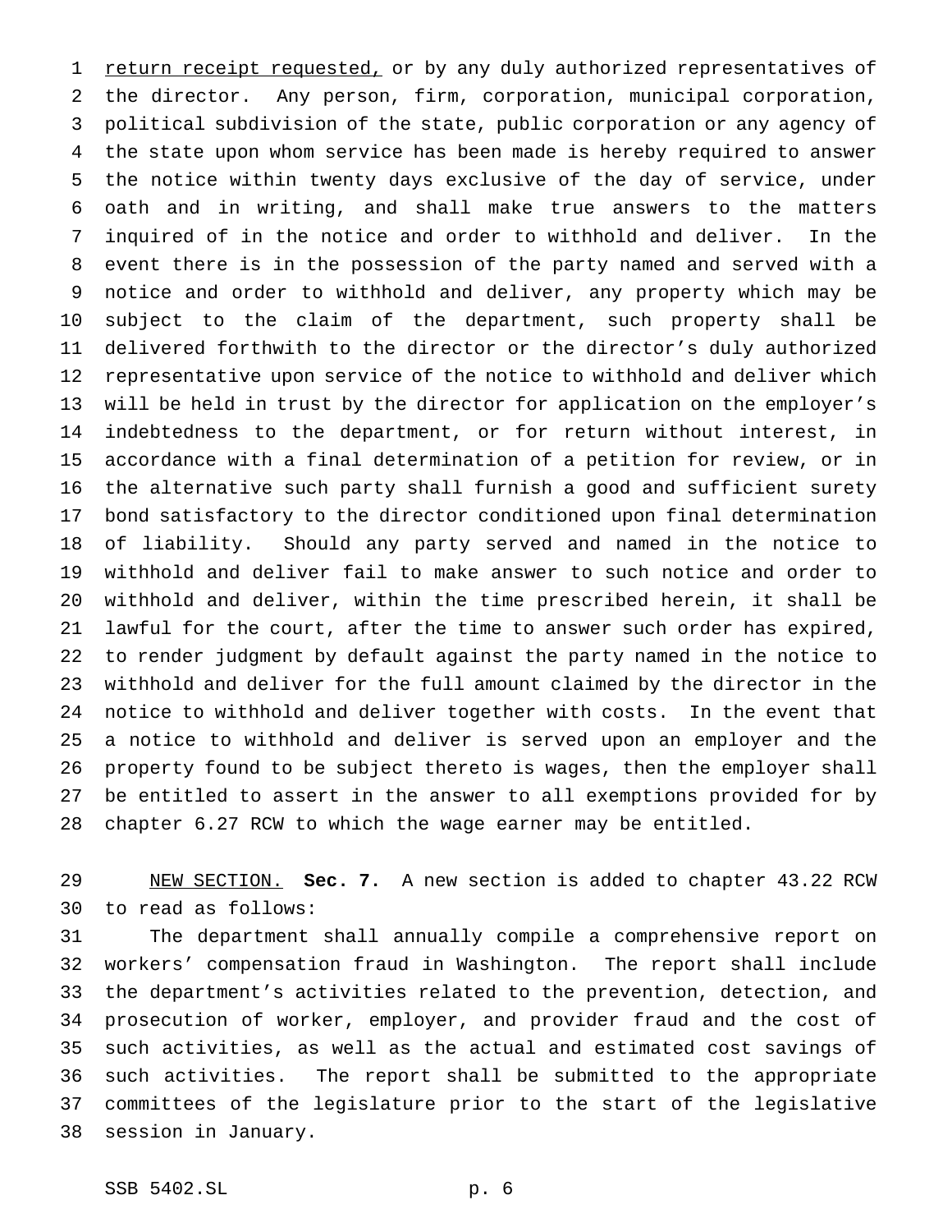return receipt requested, or by any duly authorized representatives of the director. Any person, firm, corporation, municipal corporation, political subdivision of the state, public corporation or any agency of the state upon whom service has been made is hereby required to answer the notice within twenty days exclusive of the day of service, under oath and in writing, and shall make true answers to the matters inquired of in the notice and order to withhold and deliver. In the event there is in the possession of the party named and served with a notice and order to withhold and deliver, any property which may be subject to the claim of the department, such property shall be delivered forthwith to the director or the director's duly authorized representative upon service of the notice to withhold and deliver which will be held in trust by the director for application on the employer's indebtedness to the department, or for return without interest, in accordance with a final determination of a petition for review, or in the alternative such party shall furnish a good and sufficient surety bond satisfactory to the director conditioned upon final determination of liability. Should any party served and named in the notice to withhold and deliver fail to make answer to such notice and order to withhold and deliver, within the time prescribed herein, it shall be lawful for the court, after the time to answer such order has expired, to render judgment by default against the party named in the notice to withhold and deliver for the full amount claimed by the director in the notice to withhold and deliver together with costs. In the event that a notice to withhold and deliver is served upon an employer and the property found to be subject thereto is wages, then the employer shall be entitled to assert in the answer to all exemptions provided for by chapter 6.27 RCW to which the wage earner may be entitled.

NEW SECTION. **Sec. 7.** A new section is added to chapter 43.22 RCW to read as follows:

The department shall annually compile a comprehensive report on workers' compensation fraud in Washington. The report shall include the department's activities related to the prevention, detection, and prosecution of worker, employer, and provider fraud and the cost of such activities, as well as the actual and estimated cost savings of such activities. The report shall be submitted to the appropriate committees of the legislature prior to the start of the legislative session in January.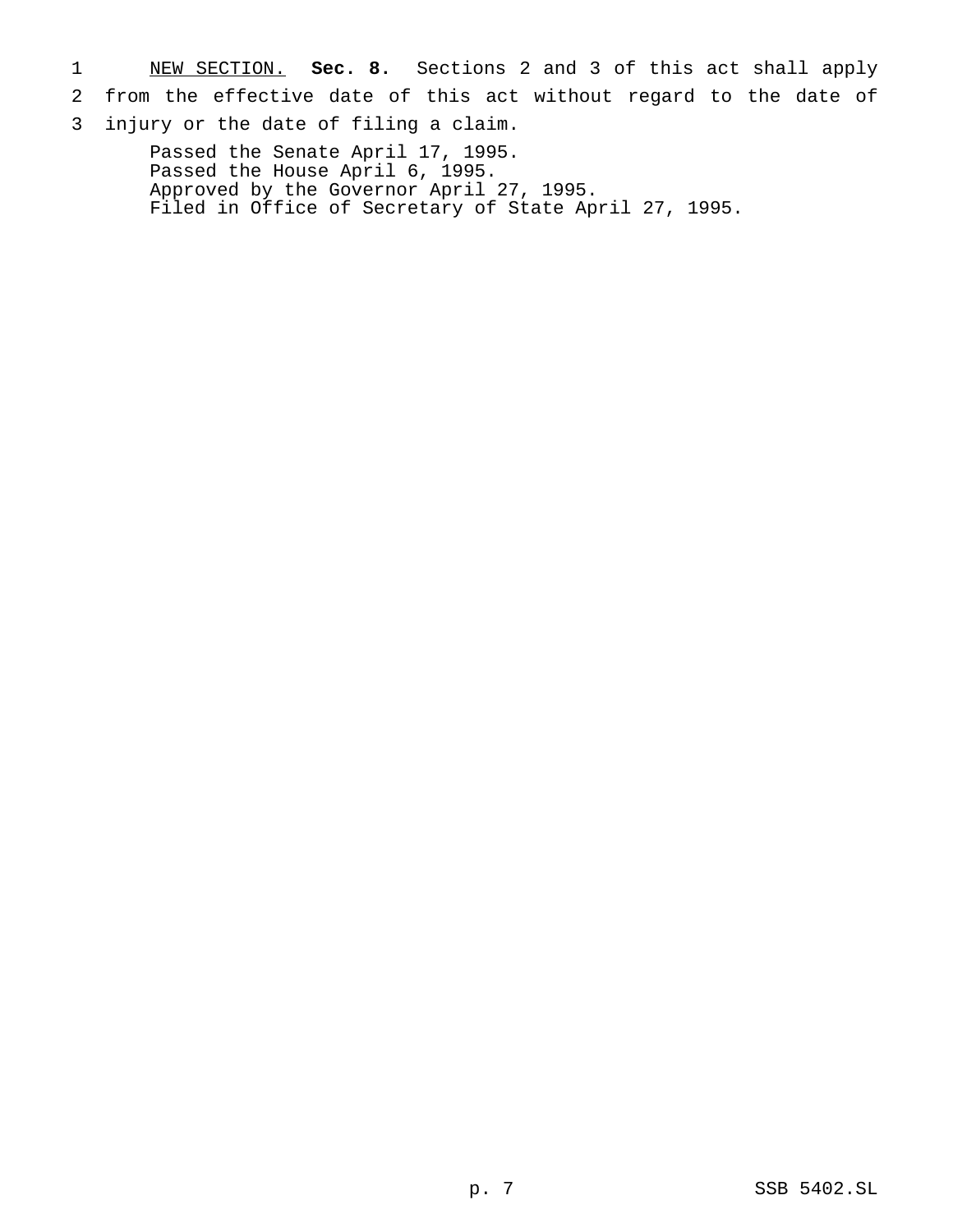NEW SECTION. **Sec. 8.** Sections 2 and 3 of this act shall apply from the effective date of this act without regard to the date of injury or the date of filing a claim.

Passed the Senate April 17, 1995.
Passed the House April 6, 1995.
Approved by the Governor April 27, 1995.
Filed in Office of Secretary of State April 27, 1995.